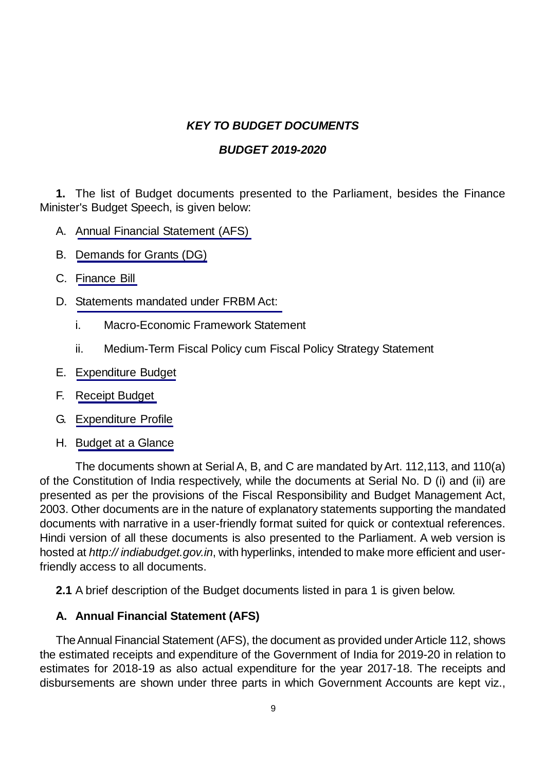## *KEY TO BUDGET DOCUMENTS*

## *BUDGET 2019-2020*

**1.** The list of Budget documents presented to the Parliament, besides the Finance Minister's Budget Speech, is given below:

A. Annual Financial Statement (AFS)

B. Demands for Grants (DG)

C. Finance Bill

D. Statements mandated under FRBM Act:

  i. Macro-Economic Framework Statement

  ii. Medium-Term Fiscal Policy cum Fiscal Policy Strategy Statement

E. Expenditure Budget

F. Receipt Budget

G. Expenditure Profile

H. Budget at a Glance

The documents shown at Serial A, B, and C are mandated by Art. 112,113, and 110(a) of the Constitution of India respectively, while the documents at Serial No. D (i) and (ii) are presented as per the provisions of the Fiscal Responsibility and Budget Management Act, 2003. Other documents are in the nature of explanatory statements supporting the mandated documents with narrative in a user-friendly format suited for quick or contextual references. Hindi version of all these documents is also presented to the Parliament. A web version is hosted at *http:// indiabudget.gov.in*, with hyperlinks, intended to make more efficient and user-friendly access to all documents.

**2.1** A brief description of the Budget documents listed in para 1 is given below.

### A. Annual Financial Statement (AFS)

The Annual Financial Statement (AFS), the document as provided under Article 112, shows the estimated receipts and expenditure of the Government of India for 2019-20 in relation to estimates for 2018-19 as also actual expenditure for the year 2017-18. The receipts and disbursements are shown under three parts in which Government Accounts are kept viz.,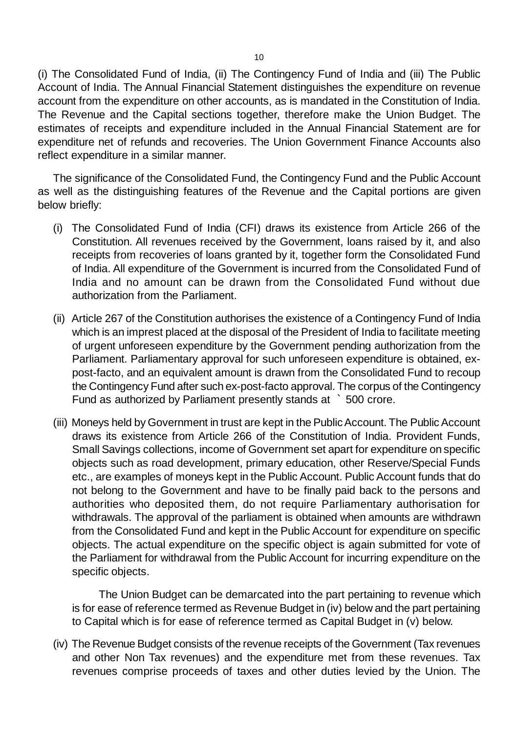(i) The Consolidated Fund of India, (ii) The Contingency Fund of India and (iii) The Public Account of India. The Annual Financial Statement distinguishes the expenditure on revenue account from the expenditure on other accounts, as is mandated in the Constitution of India. The Revenue and the Capital sections together, therefore make the Union Budget. The estimates of receipts and expenditure included in the Annual Financial Statement are for expenditure net of refunds and recoveries. The Union Government Finance Accounts also reflect expenditure in a similar manner.

The significance of the Consolidated Fund, the Contingency Fund and the Public Account as well as the distinguishing features of the Revenue and the Capital portions are given below briefly:

(i) The Consolidated Fund of India (CFI) draws its existence from Article 266 of the Constitution. All revenues received by the Government, loans raised by it, and also receipts from recoveries of loans granted by it, together form the Consolidated Fund of India. All expenditure of the Government is incurred from the Consolidated Fund of India and no amount can be drawn from the Consolidated Fund without due authorization from the Parliament.

(ii) Article 267 of the Constitution authorises the existence of a Contingency Fund of India which is an imprest placed at the disposal of the President of India to facilitate meeting of urgent unforeseen expenditure by the Government pending authorization from the Parliament. Parliamentary approval for such unforeseen expenditure is obtained, ex-post-facto, and an equivalent amount is drawn from the Consolidated Fund to recoup the Contingency Fund after such ex-post-facto approval. The corpus of the Contingency Fund as authorized by Parliament presently stands at ` 500 crore.

(iii) Moneys held by Government in trust are kept in the Public Account. The Public Account draws its existence from Article 266 of the Constitution of India. Provident Funds, Small Savings collections, income of Government set apart for expenditure on specific objects such as road development, primary education, other Reserve/Special Funds etc., are examples of moneys kept in the Public Account. Public Account funds that do not belong to the Government and have to be finally paid back to the persons and authorities who deposited them, do not require Parliamentary authorisation for withdrawals. The approval of the parliament is obtained when amounts are withdrawn from the Consolidated Fund and kept in the Public Account for expenditure on specific objects. The actual expenditure on the specific object is again submitted for vote of the Parliament for withdrawal from the Public Account for incurring expenditure on the specific objects.

The Union Budget can be demarcated into the part pertaining to revenue which is for ease of reference termed as Revenue Budget in (iv) below and the part pertaining to Capital which is for ease of reference termed as Capital Budget in (v) below.

(iv) The Revenue Budget consists of the revenue receipts of the Government (Tax revenues and other Non Tax revenues) and the expenditure met from these revenues. Tax revenues comprise proceeds of taxes and other duties levied by the Union. The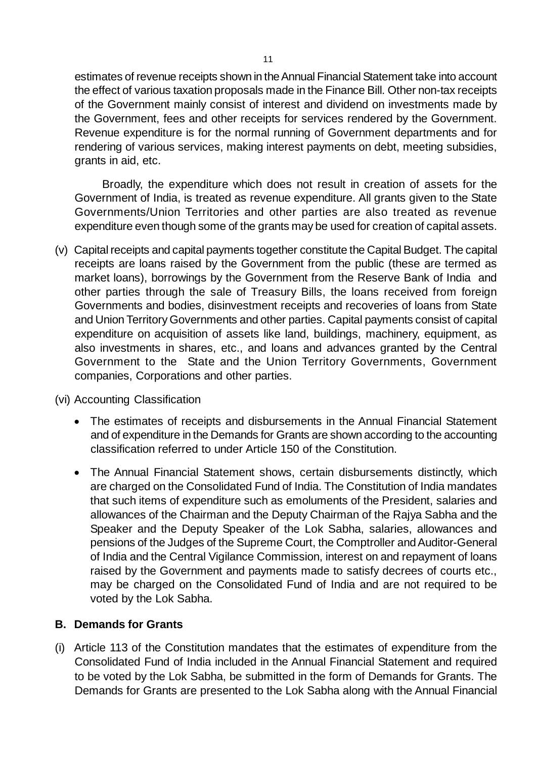estimates of revenue receipts shown in the Annual Financial Statement take into account the effect of various taxation proposals made in the Finance Bill. Other non-tax receipts of the Government mainly consist of interest and dividend on investments made by the Government, fees and other receipts for services rendered by the Government. Revenue expenditure is for the normal running of Government departments and for rendering of various services, making interest payments on debt, meeting subsidies, grants in aid, etc.

Broadly, the expenditure which does not result in creation of assets for the Government of India, is treated as revenue expenditure. All grants given to the State Governments/Union Territories and other parties are also treated as revenue expenditure even though some of the grants may be used for creation of capital assets.

(v) Capital receipts and capital payments together constitute the Capital Budget. The capital receipts are loans raised by the Government from the public (these are termed as market loans), borrowings by the Government from the Reserve Bank of India and other parties through the sale of Treasury Bills, the loans received from foreign Governments and bodies, disinvestment receipts and recoveries of loans from State and Union Territory Governments and other parties. Capital payments consist of capital expenditure on acquisition of assets like land, buildings, machinery, equipment, as also investments in shares, etc., and loans and advances granted by the Central Government to the State and the Union Territory Governments, Government companies, Corporations and other parties.

(vi) Accounting Classification

- The estimates of receipts and disbursements in the Annual Financial Statement and of expenditure in the Demands for Grants are shown according to the accounting classification referred to under Article 150 of the Constitution.
- The Annual Financial Statement shows, certain disbursements distinctly, which are charged on the Consolidated Fund of India. The Constitution of India mandates that such items of expenditure such as emoluments of the President, salaries and allowances of the Chairman and the Deputy Chairman of the Rajya Sabha and the Speaker and the Deputy Speaker of the Lok Sabha, salaries, allowances and pensions of the Judges of the Supreme Court, the Comptroller and Auditor-General of India and the Central Vigilance Commission, interest on and repayment of loans raised by the Government and payments made to satisfy decrees of courts etc., may be charged on the Consolidated Fund of India and are not required to be voted by the Lok Sabha.

## B. Demands for Grants

(i) Article 113 of the Constitution mandates that the estimates of expenditure from the Consolidated Fund of India included in the Annual Financial Statement and required to be voted by the Lok Sabha, be submitted in the form of Demands for Grants. The Demands for Grants are presented to the Lok Sabha along with the Annual Financial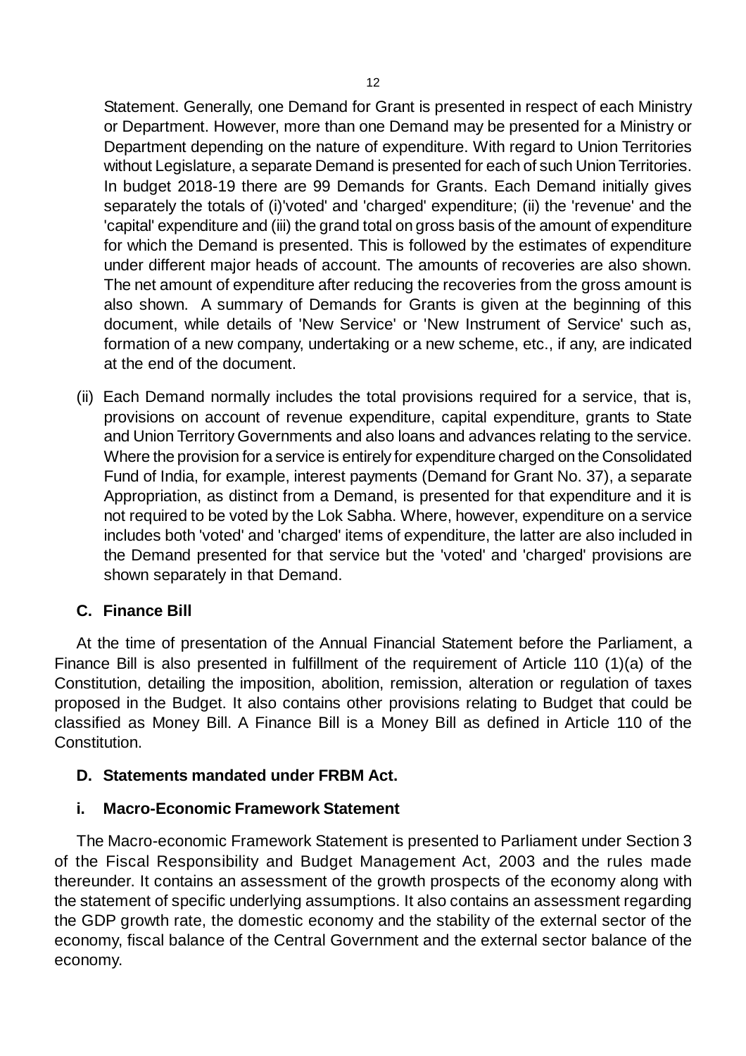Statement. Generally, one Demand for Grant is presented in respect of each Ministry or Department. However, more than one Demand may be presented for a Ministry or Department depending on the nature of expenditure. With regard to Union Territories without Legislature, a separate Demand is presented for each of such Union Territories. In budget 2018-19 there are 99 Demands for Grants. Each Demand initially gives separately the totals of (i)'voted' and 'charged' expenditure; (ii) the 'revenue' and the 'capital' expenditure and (iii) the grand total on gross basis of the amount of expenditure for which the Demand is presented. This is followed by the estimates of expenditure under different major heads of account. The amounts of recoveries are also shown. The net amount of expenditure after reducing the recoveries from the gross amount is also shown. A summary of Demands for Grants is given at the beginning of this document, while details of 'New Service' or 'New Instrument of Service' such as, formation of a new company, undertaking or a new scheme, etc., if any, are indicated at the end of the document.

(ii) Each Demand normally includes the total provisions required for a service, that is, provisions on account of revenue expenditure, capital expenditure, grants to State and Union Territory Governments and also loans and advances relating to the service. Where the provision for a service is entirely for expenditure charged on the Consolidated Fund of India, for example, interest payments (Demand for Grant No. 37), a separate Appropriation, as distinct from a Demand, is presented for that expenditure and it is not required to be voted by the Lok Sabha. Where, however, expenditure on a service includes both 'voted' and 'charged' items of expenditure, the latter are also included in the Demand presented for that service but the 'voted' and 'charged' provisions are shown separately in that Demand.

### C. Finance Bill

At the time of presentation of the Annual Financial Statement before the Parliament, a Finance Bill is also presented in fulfillment of the requirement of Article 110 (1)(a) of the Constitution, detailing the imposition, abolition, remission, alteration or regulation of taxes proposed in the Budget. It also contains other provisions relating to Budget that could be classified as Money Bill. A Finance Bill is a Money Bill as defined in Article 110 of the Constitution.

### D. Statements mandated under FRBM Act.

#### i. Macro-Economic Framework Statement

The Macro-economic Framework Statement is presented to Parliament under Section 3 of the Fiscal Responsibility and Budget Management Act, 2003 and the rules made thereunder. It contains an assessment of the growth prospects of the economy along with the statement of specific underlying assumptions. It also contains an assessment regarding the GDP growth rate, the domestic economy and the stability of the external sector of the economy, fiscal balance of the Central Government and the external sector balance of the economy.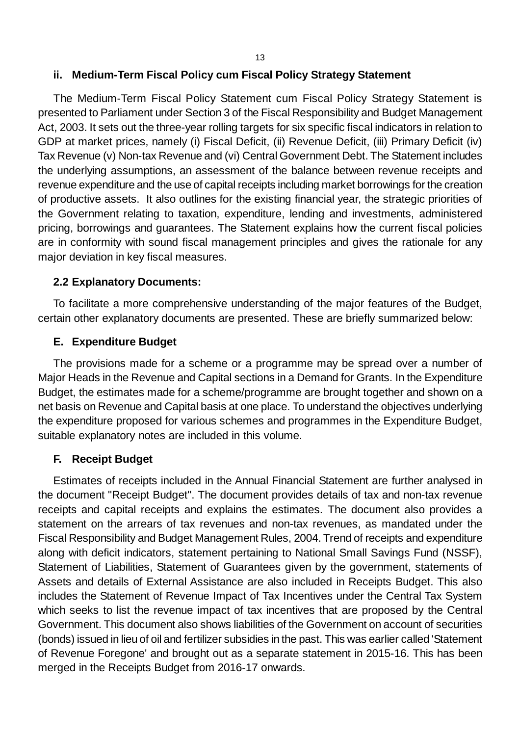### ii. Medium-Term Fiscal Policy cum Fiscal Policy Strategy Statement

The Medium-Term Fiscal Policy Statement cum Fiscal Policy Strategy Statement is presented to Parliament under Section 3 of the Fiscal Responsibility and Budget Management Act, 2003. It sets out the three-year rolling targets for six specific fiscal indicators in relation to GDP at market prices, namely (i) Fiscal Deficit, (ii) Revenue Deficit, (iii) Primary Deficit (iv) Tax Revenue (v) Non-tax Revenue and (vi) Central Government Debt. The Statement includes the underlying assumptions, an assessment of the balance between revenue receipts and revenue expenditure and the use of capital receipts including market borrowings for the creation of productive assets. It also outlines for the existing financial year, the strategic priorities of the Government relating to taxation, expenditure, lending and investments, administered pricing, borrowings and guarantees. The Statement explains how the current fiscal policies are in conformity with sound fiscal management principles and gives the rationale for any major deviation in key fiscal measures.

## 2.2 Explanatory Documents:

To facilitate a more comprehensive understanding of the major features of the Budget, certain other explanatory documents are presented. These are briefly summarized below:

### E. Expenditure Budget

The provisions made for a scheme or a programme may be spread over a number of Major Heads in the Revenue and Capital sections in a Demand for Grants. In the Expenditure Budget, the estimates made for a scheme/programme are brought together and shown on a net basis on Revenue and Capital basis at one place. To understand the objectives underlying the expenditure proposed for various schemes and programmes in the Expenditure Budget, suitable explanatory notes are included in this volume.

### F. Receipt Budget

Estimates of receipts included in the Annual Financial Statement are further analysed in the document "Receipt Budget". The document provides details of tax and non-tax revenue receipts and capital receipts and explains the estimates. The document also provides a statement on the arrears of tax revenues and non-tax revenues, as mandated under the Fiscal Responsibility and Budget Management Rules, 2004. Trend of receipts and expenditure along with deficit indicators, statement pertaining to National Small Savings Fund (NSSF), Statement of Liabilities, Statement of Guarantees given by the government, statements of Assets and details of External Assistance are also included in Receipts Budget. This also includes the Statement of Revenue Impact of Tax Incentives under the Central Tax System which seeks to list the revenue impact of tax incentives that are proposed by the Central Government. This document also shows liabilities of the Government on account of securities (bonds) issued in lieu of oil and fertilizer subsidies in the past. This was earlier called 'Statement of Revenue Foregone' and brought out as a separate statement in 2015-16. This has been merged in the Receipts Budget from 2016-17 onwards.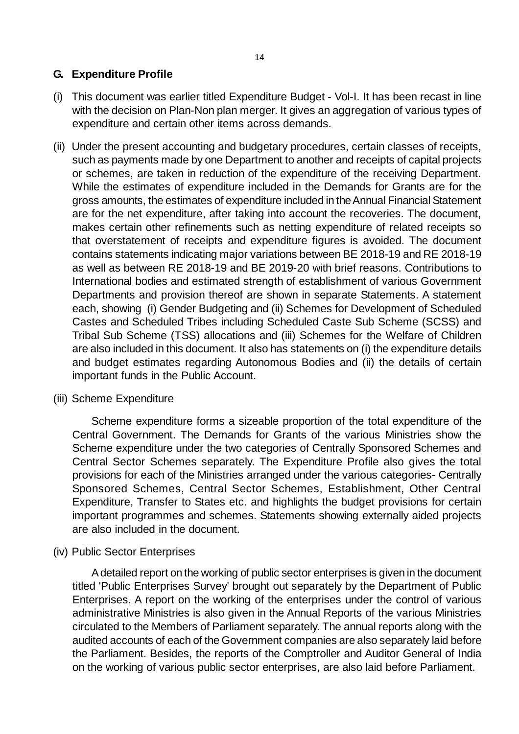## G. Expenditure Profile

(i) This document was earlier titled Expenditure Budget - Vol-I. It has been recast in line with the decision on Plan-Non plan merger. It gives an aggregation of various types of expenditure and certain other items across demands.

(ii) Under the present accounting and budgetary procedures, certain classes of receipts, such as payments made by one Department to another and receipts of capital projects or schemes, are taken in reduction of the expenditure of the receiving Department. While the estimates of expenditure included in the Demands for Grants are for the gross amounts, the estimates of expenditure included in the Annual Financial Statement are for the net expenditure, after taking into account the recoveries. The document, makes certain other refinements such as netting expenditure of related receipts so that overstatement of receipts and expenditure figures is avoided. The document contains statements indicating major variations between BE 2018-19 and RE 2018-19 as well as between RE 2018-19 and BE 2019-20 with brief reasons. Contributions to International bodies and estimated strength of establishment of various Government Departments and provision thereof are shown in separate Statements. A statement each, showing (i) Gender Budgeting and (ii) Schemes for Development of Scheduled Castes and Scheduled Tribes including Scheduled Caste Sub Scheme (SCSS) and Tribal Sub Scheme (TSS) allocations and (iii) Schemes for the Welfare of Children are also included in this document. It also has statements on (i) the expenditure details and budget estimates regarding Autonomous Bodies and (ii) the details of certain important funds in the Public Account.

(iii) Scheme Expenditure

Scheme expenditure forms a sizeable proportion of the total expenditure of the Central Government. The Demands for Grants of the various Ministries show the Scheme expenditure under the two categories of Centrally Sponsored Schemes and Central Sector Schemes separately. The Expenditure Profile also gives the total provisions for each of the Ministries arranged under the various categories- Centrally Sponsored Schemes, Central Sector Schemes, Establishment, Other Central Expenditure, Transfer to States etc. and highlights the budget provisions for certain important programmes and schemes. Statements showing externally aided projects are also included in the document.

(iv) Public Sector Enterprises

A detailed report on the working of public sector enterprises is given in the document titled 'Public Enterprises Survey' brought out separately by the Department of Public Enterprises. A report on the working of the enterprises under the control of various administrative Ministries is also given in the Annual Reports of the various Ministries circulated to the Members of Parliament separately. The annual reports along with the audited accounts of each of the Government companies are also separately laid before the Parliament. Besides, the reports of the Comptroller and Auditor General of India on the working of various public sector enterprises, are also laid before Parliament.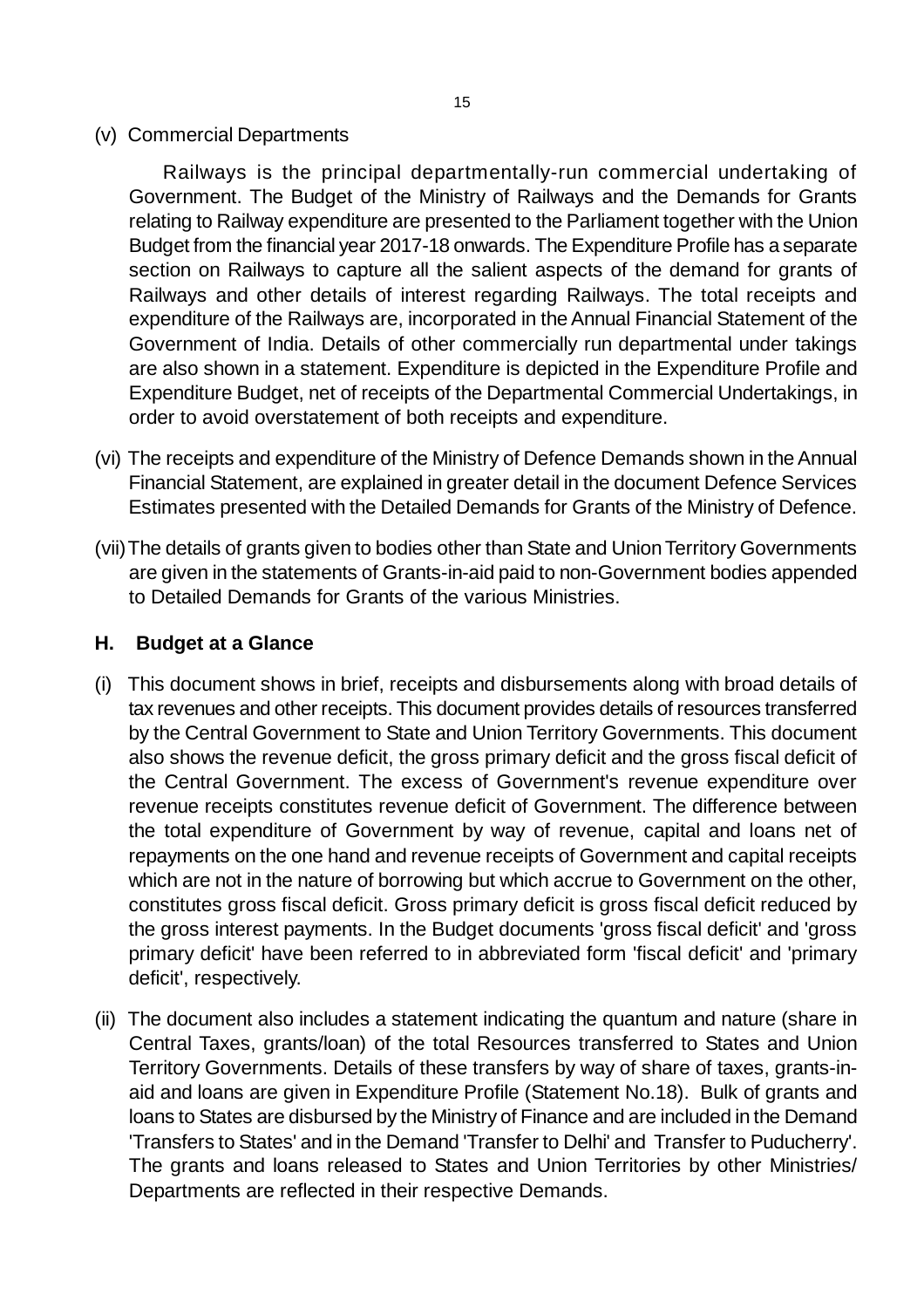(v) Commercial Departments

Railways is the principal departmentally-run commercial undertaking of Government. The Budget of the Ministry of Railways and the Demands for Grants relating to Railway expenditure are presented to the Parliament together with the Union Budget from the financial year 2017-18 onwards. The Expenditure Profile has a separate section on Railways to capture all the salient aspects of the demand for grants of Railways and other details of interest regarding Railways. The total receipts and expenditure of the Railways are, incorporated in the Annual Financial Statement of the Government of India. Details of other commercially run departmental under takings are also shown in a statement. Expenditure is depicted in the Expenditure Profile and Expenditure Budget, net of receipts of the Departmental Commercial Undertakings, in order to avoid overstatement of both receipts and expenditure.

(vi) The receipts and expenditure of the Ministry of Defence Demands shown in the Annual Financial Statement, are explained in greater detail in the document Defence Services Estimates presented with the Detailed Demands for Grants of the Ministry of Defence.

(vii) The details of grants given to bodies other than State and Union Territory Governments are given in the statements of Grants-in-aid paid to non-Government bodies appended to Detailed Demands for Grants of the various Ministries.

## H. Budget at a Glance

(i) This document shows in brief, receipts and disbursements along with broad details of tax revenues and other receipts. This document provides details of resources transferred by the Central Government to State and Union Territory Governments. This document also shows the revenue deficit, the gross primary deficit and the gross fiscal deficit of the Central Government. The excess of Government's revenue expenditure over revenue receipts constitutes revenue deficit of Government. The difference between the total expenditure of Government by way of revenue, capital and loans net of repayments on the one hand and revenue receipts of Government and capital receipts which are not in the nature of borrowing but which accrue to Government on the other, constitutes gross fiscal deficit. Gross primary deficit is gross fiscal deficit reduced by the gross interest payments. In the Budget documents 'gross fiscal deficit' and 'gross primary deficit' have been referred to in abbreviated form 'fiscal deficit' and 'primary deficit', respectively.

(ii) The document also includes a statement indicating the quantum and nature (share in Central Taxes, grants/loan) of the total Resources transferred to States and Union Territory Governments. Details of these transfers by way of share of taxes, grants-in-aid and loans are given in Expenditure Profile (Statement No.18). Bulk of grants and loans to States are disbursed by the Ministry of Finance and are included in the Demand 'Transfers to States' and in the Demand 'Transfer to Delhi' and Transfer to Puducherry'. The grants and loans released to States and Union Territories by other Ministries/ Departments are reflected in their respective Demands.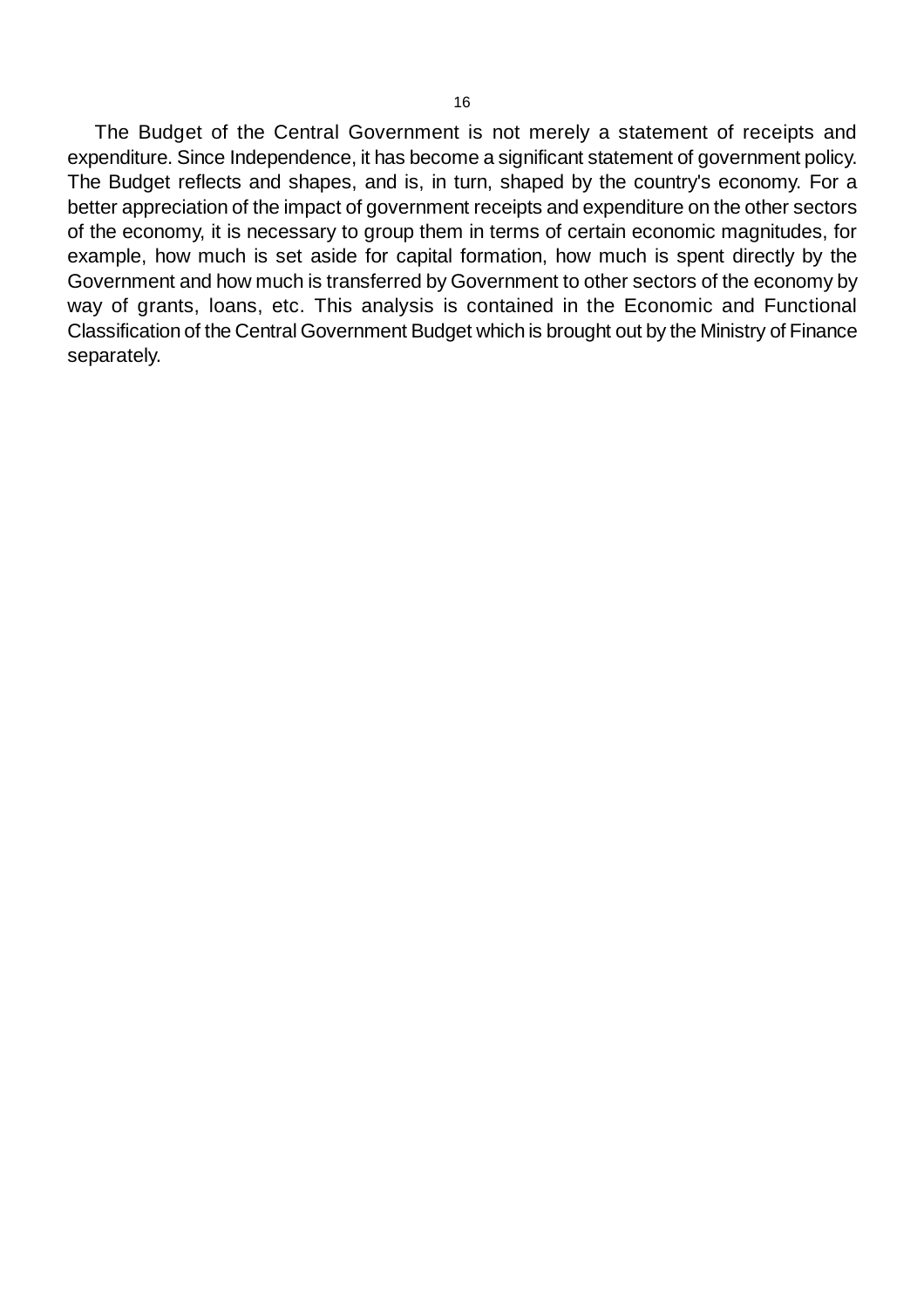The Budget of the Central Government is not merely a statement of receipts and expenditure. Since Independence, it has become a significant statement of government policy. The Budget reflects and shapes, and is, in turn, shaped by the country's economy. For a better appreciation of the impact of government receipts and expenditure on the other sectors of the economy, it is necessary to group them in terms of certain economic magnitudes, for example, how much is set aside for capital formation, how much is spent directly by the Government and how much is transferred by Government to other sectors of the economy by way of grants, loans, etc. This analysis is contained in the Economic and Functional Classification of the Central Government Budget which is brought out by the Ministry of Finance separately.